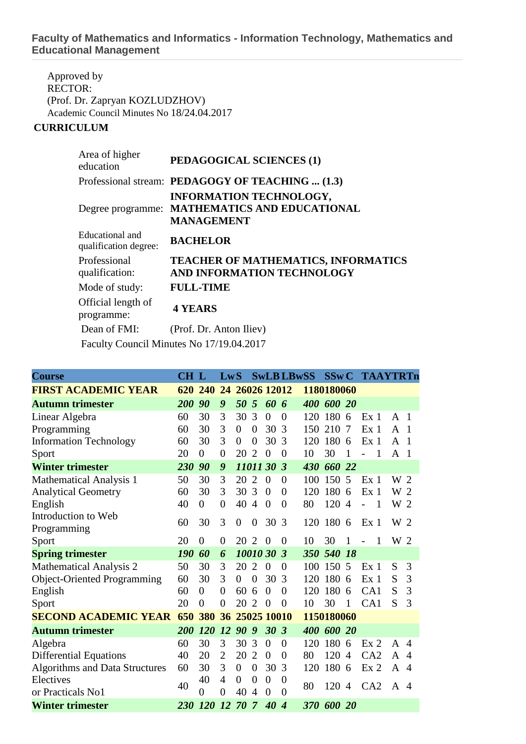**Faculty of Mathematics and Informatics - Information Technology, Mathematics and Educational Management**

Approved by
RECTOR:
(Prof. Dr. Zapryan KOZLUDZHOV)
Academic Council Minutes No 18/24.04.2017

**CURRICULUM**

| | |
|---|---|
| Area of higher education | **PEDAGOGICAL SCIENCES (1)** |
| Professional stream: | **PEDAGOGY OF TEACHING ... (1.3)** |
| Degree programme: | **INFORMATION TECHNOLOGY, MATHEMATICS AND EDUCATIONAL MANAGEMENT** |
| Educational and qualification degree: | **BACHELOR** |
| Professional qualification: | **TEACHER OF MATHEMATICS, INFORMATICS AND INFORMATION TECHNOLOGY** |
| Mode of study: | **FULL-TIME** |
| Official length of programme: | **4 YEARS** |
| Dean of FMI: | (Prof. Dr. Anton Iliev) |

Faculty Council Minutes No 17/19.04.2017

| Course | CH | L | Lw | S | Sw | LB | LBw | SS | SSw | C | TA | AY | TR | Tn |
|---|---|---|---|---|---|---|---|---|---|---|---|---|---|---|
| **FIRST ACADEMIC YEAR** | **620** | **240** | **24** | **260** | **26** | **120** | **12** | **1180** | **1800** | **60** | | | | |
| **Autumn trimester** | ***200*** | ***90*** | ***9*** | ***50*** | ***5*** | ***60*** | ***6*** | ***400*** | ***600*** | ***20*** | | | | |
| Linear Algebra | 60 | 30 | 3 | 30 | 3 | 0 | 0 | 120 | 180 | 6 | Ex | 1 | A | 1 |
| Programming | 60 | 30 | 3 | 0 | 0 | 30 | 3 | 150 | 210 | 7 | Ex | 1 | A | 1 |
| Information Technology | 60 | 30 | 3 | 0 | 0 | 30 | 3 | 120 | 180 | 6 | Ex | 1 | A | 1 |
| Sport | 20 | 0 | 0 | 20 | 2 | 0 | 0 | 10 | 30 | 1 | - | 1 | A | 1 |
| **Winter trimester** | ***230*** | ***90*** | ***9*** | ***110*** | ***11*** | ***30*** | ***3*** | ***430*** | ***660*** | ***22*** | | | | |
| Mathematical Analysis 1 | 50 | 30 | 3 | 20 | 2 | 0 | 0 | 100 | 150 | 5 | Ex | 1 | W | 2 |
| Analytical Geometry | 60 | 30 | 3 | 30 | 3 | 0 | 0 | 120 | 180 | 6 | Ex | 1 | W | 2 |
| English | 40 | 0 | 0 | 40 | 4 | 0 | 0 | 80 | 120 | 4 | - | 1 | W | 2 |
| Introduction to Web Programming | 60 | 30 | 3 | 0 | 0 | 30 | 3 | 120 | 180 | 6 | Ex | 1 | W | 2 |
| Sport | 20 | 0 | 0 | 20 | 2 | 0 | 0 | 10 | 30 | 1 | - | 1 | W | 2 |
| **Spring trimester** | ***190*** | ***60*** | ***6*** | ***100*** | ***10*** | ***30*** | ***3*** | ***350*** | ***540*** | ***18*** | | | | |
| Mathematical Analysis 2 | 50 | 30 | 3 | 20 | 2 | 0 | 0 | 100 | 150 | 5 | Ex | 1 | S | 3 |
| Object-Oriented Programming | 60 | 30 | 3 | 0 | 0 | 30 | 3 | 120 | 180 | 6 | Ex | 1 | S | 3 |
| English | 60 | 0 | 0 | 60 | 6 | 0 | 0 | 120 | 180 | 6 | CA | 1 | S | 3 |
| Sport | 20 | 0 | 0 | 20 | 2 | 0 | 0 | 10 | 30 | 1 | CA | 1 | S | 3 |
| **SECOND ACADEMIC YEAR** | **650** | **380** | **36** | **250** | **25** | **100** | **10** | **1150** | **1800** | **60** | | | | |
| **Autumn trimester** | ***200*** | ***120*** | ***12*** | ***90*** | ***9*** | ***30*** | ***3*** | ***400*** | ***600*** | ***20*** | | | | |
| Algebra | 60 | 30 | 3 | 30 | 3 | 0 | 0 | 120 | 180 | 6 | Ex | 2 | A | 4 |
| Differential Equations | 40 | 20 | 2 | 20 | 2 | 0 | 0 | 80 | 120 | 4 | CA | 2 | A | 4 |
| Algorithms and Data Structures | 60 | 30 | 3 | 0 | 0 | 30 | 3 | 120 | 180 | 6 | Ex | 2 | A | 4 |
| Electives | 40 | 40 | 4 | 0 | 0 | 0 | 0 | 80 | 120 | 4 | CA | 2 | A | 4 |
| or Practicals No1 | | 0 | 0 | 40 | 4 | 0 | 0 | | | | | | | |
| **Winter trimester** | ***230*** | ***120*** | ***12*** | ***70*** | ***7*** | ***40*** | ***4*** | ***370*** | ***600*** | ***20*** | | | | |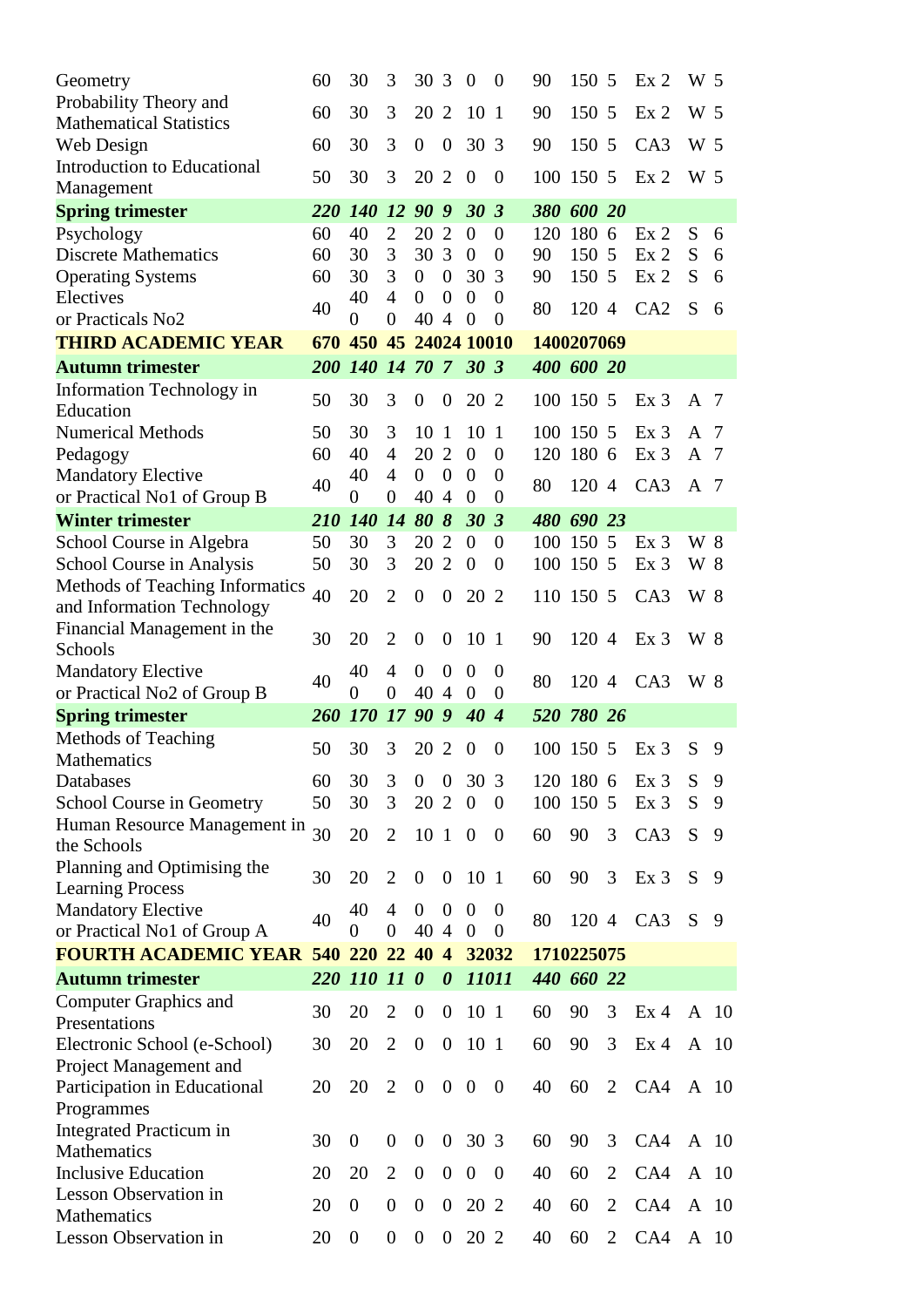| | | | | | | | | | | | | |
|---|---|---|---|---|---|---|---|---|---|---|---|---|
| Geometry | 60 | 30 | 3 | 30 | 3 | 0 | 0 | 90 | 150 | 5 | Ex 2 | W 5 |
| Probability Theory and Mathematical Statistics | 60 | 30 | 3 | 20 | 2 | 10 | 1 | 90 | 150 | 5 | Ex 2 | W 5 |
| Web Design | 60 | 30 | 3 | 0 | 0 | 30 | 3 | 90 | 150 | 5 | CA3 | W 5 |
| Introduction to Educational Management | 50 | 30 | 3 | 20 | 2 | 0 | 0 | 100 | 150 | 5 | Ex 2 | W 5 |
| ***Spring trimester*** | ***220*** | ***140*** | ***12*** | ***90*** | ***9*** | ***30*** | ***3*** | ***380*** | ***600*** | ***20*** | | |
| Psychology | 60 | 40 | 2 | 20 | 2 | 0 | 0 | 120 | 180 | 6 | Ex 2 | S 6 |
| Discrete Mathematics | 60 | 30 | 3 | 30 | 3 | 0 | 0 | 90 | 150 | 5 | Ex 2 | S 6 |
| Operating Systems | 60 | 30 | 3 | 0 | 0 | 30 | 3 | 90 | 150 | 5 | Ex 2 | S 6 |
| Electives<br>or Practicals No2 | 40 | 40<br>0 | 4<br>0 | 0<br>40 | 0<br>4 | 0<br>0 | 0<br>0 | 80 | 120 | 4 | CA2 | S 6 |
| **THIRD ACADEMIC YEAR** | **670** | **450** | **45** | **240** | **24** | **100** | **10** | **1400** | **2070** | **69** | | |
| ***Autumn trimester*** | ***200*** | ***140*** | ***14*** | ***70*** | ***7*** | ***30*** | ***3*** | ***400*** | ***600*** | ***20*** | | |
| Information Technology in Education | 50 | 30 | 3 | 0 | 0 | 20 | 2 | 100 | 150 | 5 | Ex 3 | A 7 |
| Numerical Methods | 50 | 30 | 3 | 10 | 1 | 10 | 1 | 100 | 150 | 5 | Ex 3 | A 7 |
| Pedagogy | 60 | 40 | 4 | 20 | 2 | 0 | 0 | 120 | 180 | 6 | Ex 3 | A 7 |
| Mandatory Elective<br>or Practical No1 of Group B | 40 | 40<br>0 | 4<br>0 | 0<br>40 | 0<br>4 | 0<br>0 | 0<br>0 | 80 | 120 | 4 | CA3 | A 7 |
| ***Winter trimester*** | ***210*** | ***140*** | ***14*** | ***80*** | ***8*** | ***30*** | ***3*** | ***480*** | ***690*** | ***23*** | | |
| School Course in Algebra | 50 | 30 | 3 | 20 | 2 | 0 | 0 | 100 | 150 | 5 | Ex 3 | W 8 |
| School Course in Analysis | 50 | 30 | 3 | 20 | 2 | 0 | 0 | 100 | 150 | 5 | Ex 3 | W 8 |
| Methods of Teaching Informatics and Information Technology | 40 | 20 | 2 | 0 | 0 | 20 | 2 | 110 | 150 | 5 | CA3 | W 8 |
| Financial Management in the Schools | 30 | 20 | 2 | 0 | 0 | 10 | 1 | 90 | 120 | 4 | Ex 3 | W 8 |
| Mandatory Elective<br>or Practical No2 of Group B | 40 | 40<br>0 | 4<br>0 | 0<br>40 | 0<br>4 | 0<br>0 | 0<br>0 | 80 | 120 | 4 | CA3 | W 8 |
| ***Spring trimester*** | ***260*** | ***170*** | ***17*** | ***90*** | ***9*** | ***40*** | ***4*** | ***520*** | ***780*** | ***26*** | | |
| Methods of Teaching Mathematics | 50 | 30 | 3 | 20 | 2 | 0 | 0 | 100 | 150 | 5 | Ex 3 | S 9 |
| Databases | 60 | 30 | 3 | 0 | 0 | 30 | 3 | 120 | 180 | 6 | Ex 3 | S 9 |
| School Course in Geometry | 50 | 30 | 3 | 20 | 2 | 0 | 0 | 100 | 150 | 5 | Ex 3 | S 9 |
| Human Resource Management in the Schools | 30 | 20 | 2 | 10 | 1 | 0 | 0 | 60 | 90 | 3 | CA3 | S 9 |
| Planning and Optimising the Learning Process | 30 | 20 | 2 | 0 | 0 | 10 | 1 | 60 | 90 | 3 | Ex 3 | S 9 |
| Mandatory Elective<br>or Practical No1 of Group A | 40 | 40<br>0 | 4<br>0 | 0<br>40 | 0<br>4 | 0<br>0 | 0<br>0 | 80 | 120 | 4 | CA3 | S 9 |
| **FOURTH ACADEMIC YEAR** | **540** | **220** | **22** | **40** | **4** | **320** | **32** | **1710** | **2250** | **75** | | |
| ***Autumn trimester*** | ***220*** | ***110*** | ***11*** | ***0*** | ***0*** | ***110*** | ***11*** | ***440*** | ***660*** | ***22*** | | |
| Computer Graphics and Presentations | 30 | 20 | 2 | 0 | 0 | 10 | 1 | 60 | 90 | 3 | Ex 4 | A 10 |
| Electronic School (e-School) | 30 | 20 | 2 | 0 | 0 | 10 | 1 | 60 | 90 | 3 | Ex 4 | A 10 |
| Project Management and Participation in Educational Programmes | 20 | 20 | 2 | 0 | 0 | 0 | 0 | 40 | 60 | 2 | CA4 | A 10 |
| Integrated Practicum in Mathematics | 30 | 0 | 0 | 0 | 0 | 30 | 3 | 60 | 90 | 3 | CA4 | A 10 |
| Inclusive Education | 20 | 20 | 2 | 0 | 0 | 0 | 0 | 40 | 60 | 2 | CA4 | A 10 |
| Lesson Observation in Mathematics | 20 | 0 | 0 | 0 | 0 | 20 | 2 | 40 | 60 | 2 | CA4 | A 10 |
| Lesson Observation in | 20 | 0 | 0 | 0 | 0 | 20 | 2 | 40 | 60 | 2 | CA4 | A 10 |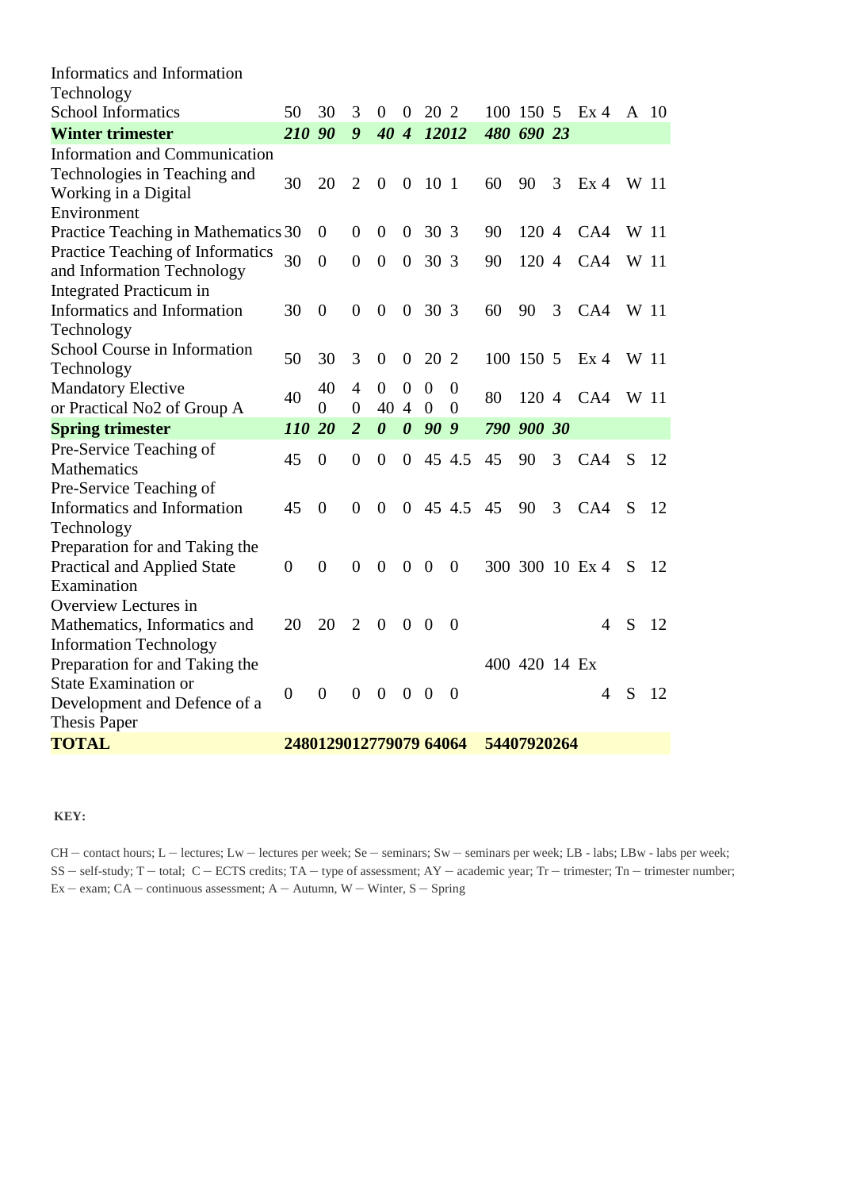| | | | | | | | | | | | | | | |
|---|---|---|---|---|---|---|---|---|---|---|---|---|---|---|
| Informatics and Information Technology | | | | | | | | | | | | | | |
| School Informatics | 50 | 30 | 3 | 0 | 0 | 20 | 2 | 100 | 150 | 5 | Ex | 4 | A | 10 |
| ***Winter trimester*** | ***210*** | ***90*** | ***9*** | ***40*** | ***4*** | ***120*** | ***12*** | ***480*** | ***690*** | ***23*** | | | | |
| Information and Communication Technologies in Teaching and Working in a Digital Environment | 30 | 20 | 2 | 0 | 0 | 10 | 1 | 60 | 90 | 3 | Ex | 4 | W | 11 |
| Practice Teaching in Mathematics | 30 | 0 | 0 | 0 | 0 | 30 | 3 | 90 | 120 | 4 | CA | 4 | W | 11 |
| Practice Teaching of Informatics and Information Technology | 30 | 0 | 0 | 0 | 0 | 30 | 3 | 90 | 120 | 4 | CA | 4 | W | 11 |
| Integrated Practicum in Informatics and Information Technology | 30 | 0 | 0 | 0 | 0 | 30 | 3 | 60 | 90 | 3 | CA | 4 | W | 11 |
| School Course in Information Technology | 50 | 30 | 3 | 0 | 0 | 20 | 2 | 100 | 150 | 5 | Ex | 4 | W | 11 |
| Mandatory Elective or Practical No2 of Group A | 40 | 40 0 | 4 0 | 0 40 | 0 4 | 0 0 | 0 0 | 80 | 120 | 4 | CA | 4 | W | 11 |
| ***Spring trimester*** | ***110*** | ***20*** | ***2*** | ***0*** | ***0*** | ***90*** | ***9*** | ***790*** | ***900*** | ***30*** | | | | |
| Pre-Service Teaching of Mathematics | 45 | 0 | 0 | 0 | 0 | 45 | 4.5 | 45 | 90 | 3 | CA | 4 | S | 12 |
| Pre-Service Teaching of Informatics and Information Technology | 45 | 0 | 0 | 0 | 0 | 45 | 4.5 | 45 | 90 | 3 | CA | 4 | S | 12 |
| Preparation for and Taking the Practical and Applied State Examination | 0 | 0 | 0 | 0 | 0 | 0 | 0 | 300 | 300 | 10 | Ex | 4 | S | 12 |
| Overview Lectures in Mathematics, Informatics and Information Technology | 20 | 20 | 2 | 0 | 0 | 0 | 0 | | | | | 4 | S | 12 |
| Preparation for and Taking the State Examination or Development and Defence of a Thesis Paper | 0 | 0 | 0 | 0 | 0 | 0 | 0 | 400 | 420 | 14 | Ex | 4 | S | 12 |
| **TOTAL** | **2480** | **1290** | **127** | **790** | **79** | **640** | **64** | **5440** | **7920** | **264** | | | | |

**KEY:**

CH – contact hours; L – lectures; Lw – lectures per week; Se – seminars; Sw – seminars per week; LB - labs; LBw - labs per week; SS – self-study; T – total; C – ECTS credits; TA – type of assessment; AY – academic year; Tr – trimester; Tn – trimester number; Ex – exam; CA – continuous assessment; A – Autumn, W – Winter, S – Spring